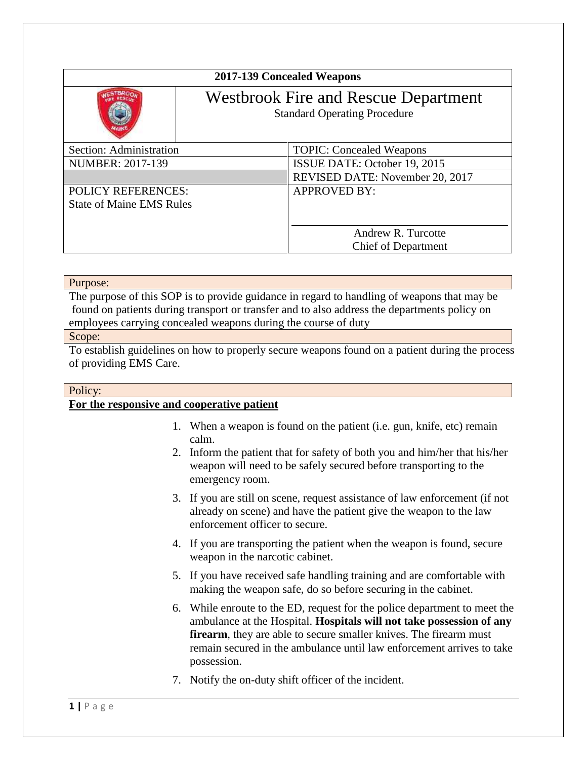| 2017-139 Concealed Weapons | |
|---|---|
| | **Westbrook Fire and Rescue Department**<br>Standard Operating Procedure |
| Section: Administration | TOPIC: Concealed Weapons |
| NUMBER: 2017-139 | ISSUE DATE: October 19, 2015 |
| | REVISED DATE: November 20, 2017 |
| POLICY REFERENCES:<br>State of Maine EMS Rules | APPROVED BY:<br><br>Andrew R. Turcotte<br>Chief of Department |

## Purpose:

The purpose of this SOP is to provide guidance in regard to handling of weapons that may be found on patients during transport or transfer and to also address the departments policy on employees carrying concealed weapons during the course of duty

## Scope:

To establish guidelines on how to properly secure weapons found on a patient during the process of providing EMS Care.

## Policy:

**For the responsive and cooperative patient**

1. When a weapon is found on the patient (i.e. gun, knife, etc) remain calm.
2. Inform the patient that for safety of both you and him/her that his/her weapon will need to be safely secured before transporting to the emergency room.
3. If you are still on scene, request assistance of law enforcement (if not already on scene) and have the patient give the weapon to the law enforcement officer to secure.
4. If you are transporting the patient when the weapon is found, secure weapon in the narcotic cabinet.
5. If you have received safe handling training and are comfortable with making the weapon safe, do so before securing in the cabinet.
6. While enroute to the ED, request for the police department to meet the ambulance at the Hospital. **Hospitals will not take possession of any firearm**, they are able to secure smaller knives. The firearm must remain secured in the ambulance until law enforcement arrives to take possession.
7. Notify the on-duty shift officer of the incident.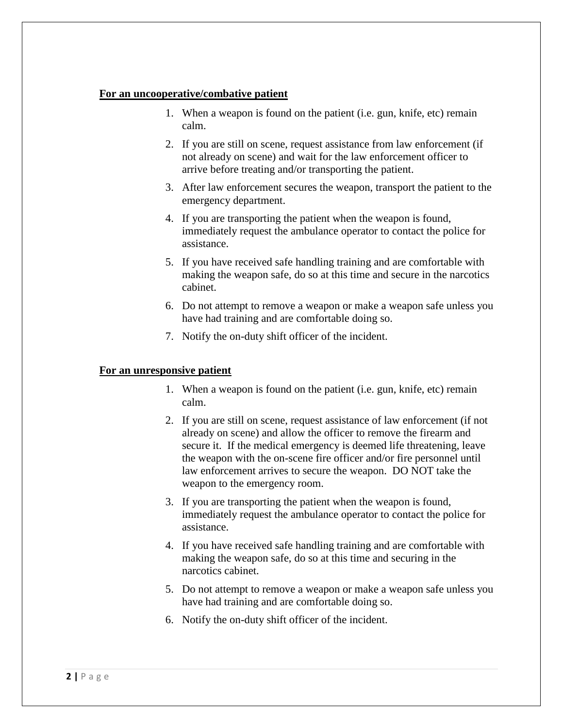**<u>For an uncooperative/combative patient</u>**

1. When a weapon is found on the patient (i.e. gun, knife, etc) remain calm.
2. If you are still on scene, request assistance from law enforcement (if not already on scene) and wait for the law enforcement officer to arrive before treating and/or transporting the patient.
3. After law enforcement secures the weapon, transport the patient to the emergency department.
4. If you are transporting the patient when the weapon is found, immediately request the ambulance operator to contact the police for assistance.
5. If you have received safe handling training and are comfortable with making the weapon safe, do so at this time and secure in the narcotics cabinet.
6. Do not attempt to remove a weapon or make a weapon safe unless you have had training and are comfortable doing so.
7. Notify the on-duty shift officer of the incident.

**<u>For an unresponsive patient</u>**

1. When a weapon is found on the patient (i.e. gun, knife, etc) remain calm.
2. If you are still on scene, request assistance of law enforcement (if not already on scene) and allow the officer to remove the firearm and secure it. If the medical emergency is deemed life threatening, leave the weapon with the on-scene fire officer and/or fire personnel until law enforcement arrives to secure the weapon. DO NOT take the weapon to the emergency room.
3. If you are transporting the patient when the weapon is found, immediately request the ambulance operator to contact the police for assistance.
4. If you have received safe handling training and are comfortable with making the weapon safe, do so at this time and securing in the narcotics cabinet.
5. Do not attempt to remove a weapon or make a weapon safe unless you have had training and are comfortable doing so.
6. Notify the on-duty shift officer of the incident.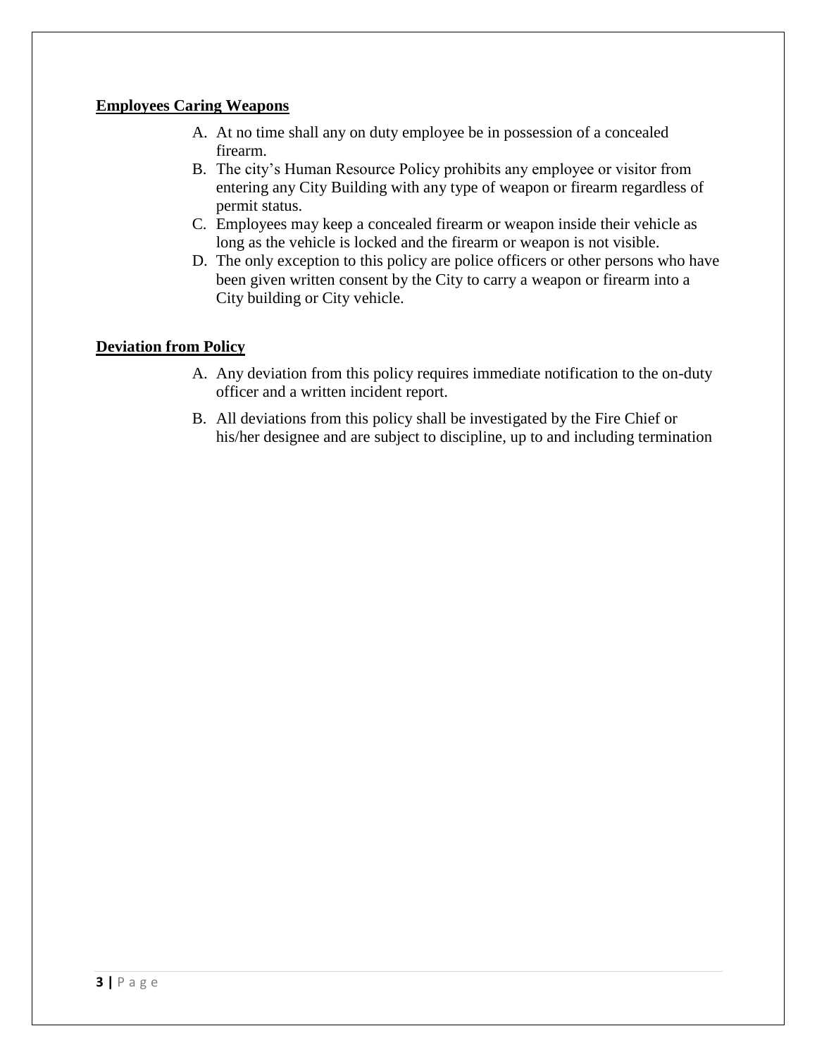**Employees Caring Weapons**

A. At no time shall any on duty employee be in possession of a concealed firearm.
B. The city's Human Resource Policy prohibits any employee or visitor from entering any City Building with any type of weapon or firearm regardless of permit status.
C. Employees may keep a concealed firearm or weapon inside their vehicle as long as the vehicle is locked and the firearm or weapon is not visible.
D. The only exception to this policy are police officers or other persons who have been given written consent by the City to carry a weapon or firearm into a City building or City vehicle.

**Deviation from Policy**

A. Any deviation from this policy requires immediate notification to the on-duty officer and a written incident report.
B. All deviations from this policy shall be investigated by the Fire Chief or his/her designee and are subject to discipline, up to and including termination